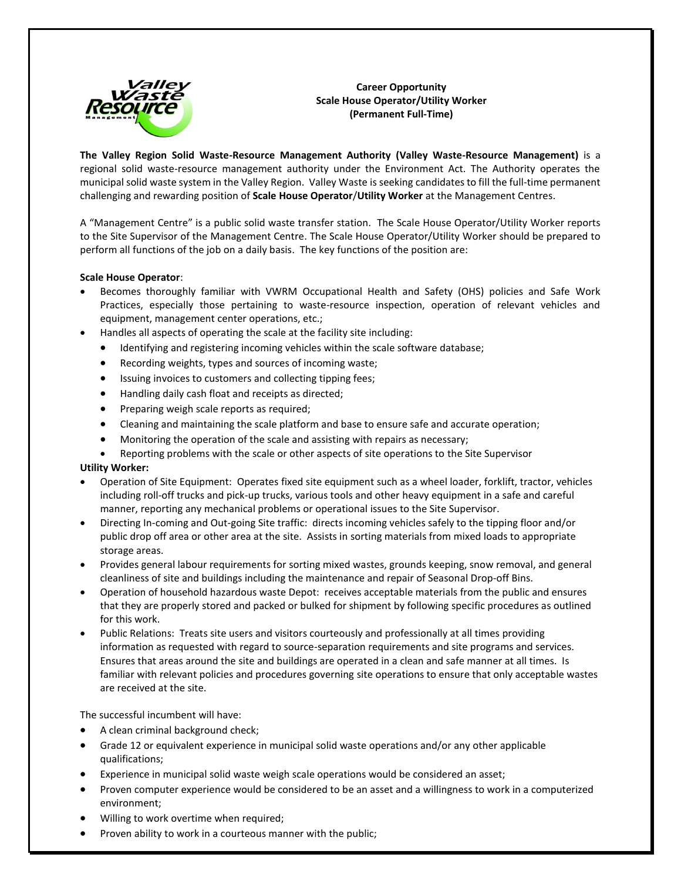**Career Opportunity**
**Scale House Operator/Utility Worker**
**(Permanent Full-Time)**

**The Valley Region Solid Waste-Resource Management Authority (Valley Waste-Resource Management)** is a regional solid waste-resource management authority under the Environment Act. The Authority operates the municipal solid waste system in the Valley Region. Valley Waste is seeking candidates to fill the full-time permanent challenging and rewarding position of **Scale House Operator**/**Utility Worker** at the Management Centres.

A "Management Centre" is a public solid waste transfer station. The Scale House Operator/Utility Worker reports to the Site Supervisor of the Management Centre. The Scale House Operator/Utility Worker should be prepared to perform all functions of the job on a daily basis. The key functions of the position are:

**Scale House Operator**:

- Becomes thoroughly familiar with VWRM Occupational Health and Safety (OHS) policies and Safe Work Practices, especially those pertaining to waste-resource inspection, operation of relevant vehicles and equipment, management center operations, etc.;
- Handles all aspects of operating the scale at the facility site including:
  - Identifying and registering incoming vehicles within the scale software database;
  - Recording weights, types and sources of incoming waste;
  - Issuing invoices to customers and collecting tipping fees;
  - Handling daily cash float and receipts as directed;
  - Preparing weigh scale reports as required;
  - Cleaning and maintaining the scale platform and base to ensure safe and accurate operation;
  - Monitoring the operation of the scale and assisting with repairs as necessary;
  - Reporting problems with the scale or other aspects of site operations to the Site Supervisor

**Utility Worker:**

- Operation of Site Equipment: Operates fixed site equipment such as a wheel loader, forklift, tractor, vehicles including roll-off trucks and pick-up trucks, various tools and other heavy equipment in a safe and careful manner, reporting any mechanical problems or operational issues to the Site Supervisor.
- Directing In-coming and Out-going Site traffic: directs incoming vehicles safely to the tipping floor and/or public drop off area or other area at the site. Assists in sorting materials from mixed loads to appropriate storage areas.
- Provides general labour requirements for sorting mixed wastes, grounds keeping, snow removal, and general cleanliness of site and buildings including the maintenance and repair of Seasonal Drop-off Bins.
- Operation of household hazardous waste Depot: receives acceptable materials from the public and ensures that they are properly stored and packed or bulked for shipment by following specific procedures as outlined for this work.
- Public Relations: Treats site users and visitors courteously and professionally at all times providing information as requested with regard to source-separation requirements and site programs and services. Ensures that areas around the site and buildings are operated in a clean and safe manner at all times. Is familiar with relevant policies and procedures governing site operations to ensure that only acceptable wastes are received at the site.

The successful incumbent will have:

- A clean criminal background check;
- Grade 12 or equivalent experience in municipal solid waste operations and/or any other applicable qualifications;
- Experience in municipal solid waste weigh scale operations would be considered an asset;
- Proven computer experience would be considered to be an asset and a willingness to work in a computerized environment;
- Willing to work overtime when required;
- Proven ability to work in a courteous manner with the public;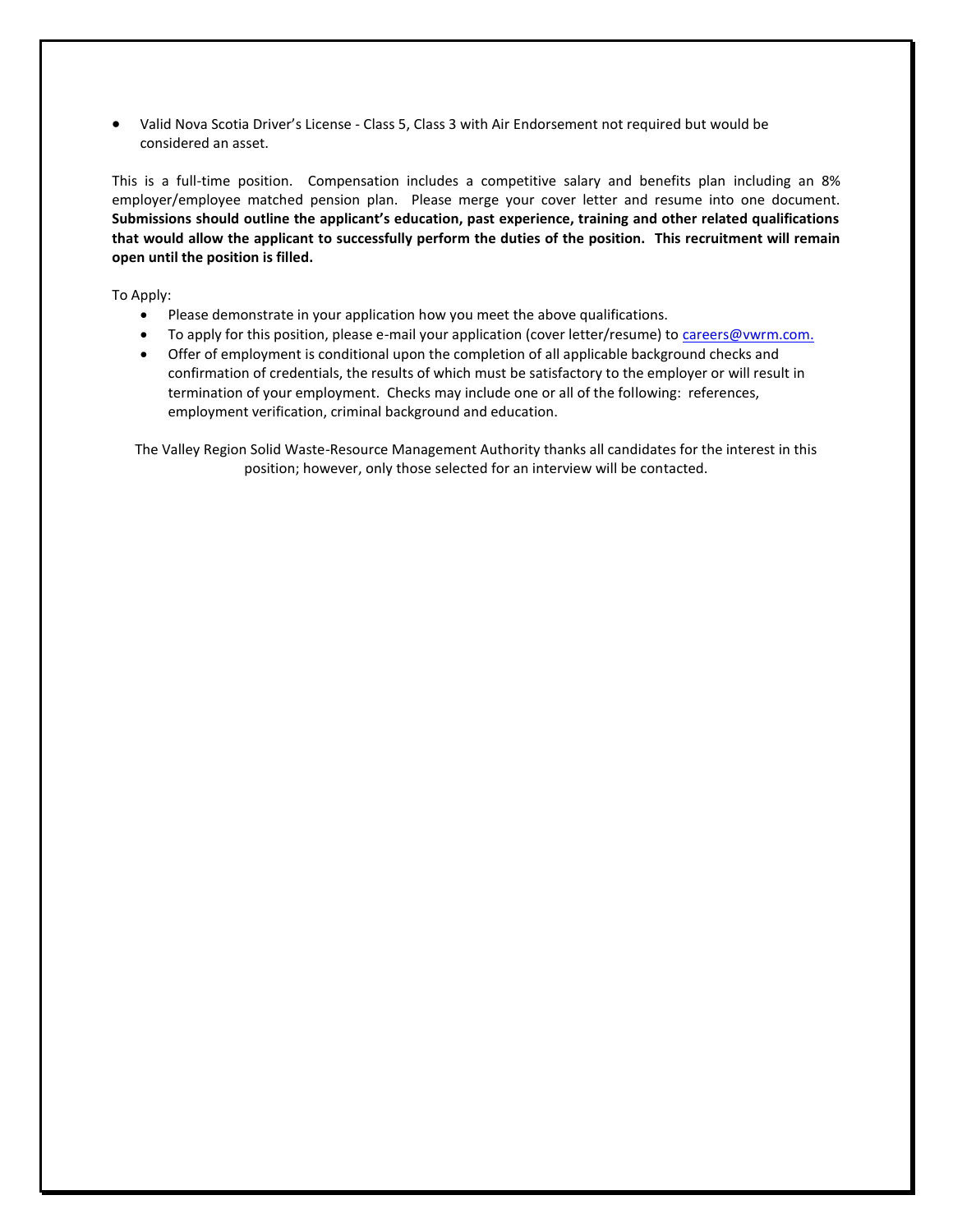- Valid Nova Scotia Driver's License - Class 5, Class 3 with Air Endorsement not required but would be considered an asset.

This is a full-time position. Compensation includes a competitive salary and benefits plan including an 8% employer/employee matched pension plan. Please merge your cover letter and resume into one document. **Submissions should outline the applicant's education, past experience, training and other related qualifications that would allow the applicant to successfully perform the duties of the position. This recruitment will remain open until the position is filled.**

To Apply:

- Please demonstrate in your application how you meet the above qualifications.
- To apply for this position, please e-mail your application (cover letter/resume) to careers@vwrm.com.
- Offer of employment is conditional upon the completion of all applicable background checks and confirmation of credentials, the results of which must be satisfactory to the employer or will result in termination of your employment. Checks may include one or all of the following: references, employment verification, criminal background and education.

The Valley Region Solid Waste-Resource Management Authority thanks all candidates for the interest in this position; however, only those selected for an interview will be contacted.